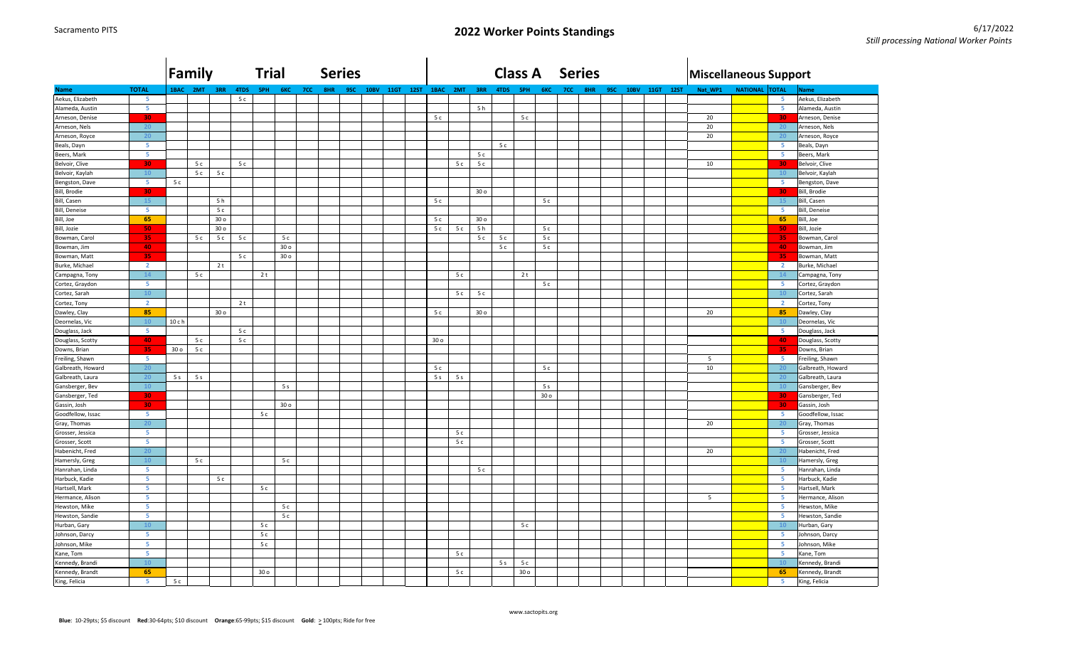Sacramento PITS

# 2022 Worker Points Standings

6/17/2022

*Still processing National Worker Points*

| | | Family Trial Series | | | | | | | | | | | | Class A Series | | | | | | | | | | | | Miscellaneous Support | | | |
|---|---|---|---|---|---|---|---|---|---|---|---|---|---|---|---|---|---|---|---|---|---|---|---|---|---|---|---|---|---|
| Name | TOTAL | 1BAC | 2MT | 3RR | 4TDS | 5PH | 6KC | 7CC | 8HR | 9SC | 10BV | 11GT | 12ST | 1BAC | 2MT | 3RR | 4TDS | 5PH | 6KC | 7CC | 8HR | 9SC | 10BV | 11GT | 12ST | Nat_WP1 | NATIONAL | TOTAL | Name |
| Aekus, Elizabeth | 5 | | | | 5 c | | | | | | | | | | | | | | | | | | | | | | | 5 | Aekus, Elizabeth |
| Alameda, Austin | 5 | | | | | | | | | | | | | | | 5 h | | | | | | | | | | | | 5 | Alameda, Austin |
| Arneson, Denise | 30 | | | | | | | | | | | | | 5 c | | | | 5 c | | | | | | | | 20 | | 30 | Arneson, Denise |
| Arneson, Nels | 20 | | | | | | | | | | | | | | | | | | | | | | | | | 20 | | 20 | Arneson, Nels |
| Arneson, Royce | 20 | | | | | | | | | | | | | | | | | | | | | | | | | 20 | | 20 | Arneson, Royce |
| Beals, Dayn | 5 | | | | | | | | | | | | | | | | 5 c | | | | | | | | | | | 5 | Beals, Dayn |
| Beers, Mark | 5 | | | | | | | | | | | | | | | 5 c | | | | | | | | | | | | 5 | Beers, Mark |
| Belvoir, Clive | 30 | | 5 c | | 5 c | | | | | | | | | | 5 c | 5 c | | | | | | | | | | 10 | | 30 | Belvoir, Clive |
| Belvoir, Kaylah | 10 | | 5 c | 5 c | | | | | | | | | | | | | | | | | | | | | | | | 10 | Belvoir, Kaylah |
| Bengston, Dave | 5 | 5 c | | | | | | | | | | | | | | | | | | | | | | | | | | 5 | Bengston, Dave |
| Bill, Brodie | 30 | | | | | | | | | | | | | | | 30 o | | | | | | | | | | | | 30 | Bill, Brodie |
| Bill, Casen | 15 | | | 5 h | | | | | | | | | | 5 c | | | | | 5 c | | | | | | | | | 15 | Bill, Casen |
| Bill, Deneise | 5 | | | 5 c | | | | | | | | | | | | | | | | | | | | | | | | 5 | Bill, Deneise |
| Bill, Joe | 65 | | | 30 o | | | | | | | | | | 5 c | | 30 o | | | | | | | | | | | | 65 | Bill, Joe |
| Bill, Jozie | 50 | | | 30 o | | | | | | | | | | 5 c | 5 c | 5 h | | | 5 c | | | | | | | | | 50 | Bill, Jozie |
| Bowman, Carol | 35 | | 5 c | 5 c | 5 c | | 5 c | | | | | | | | | 5 c | 5 c | | 5 c | | | | | | | | | 35 | Bowman, Carol |
| Bowman, Jim | 40 | | | | | | 30 o | | | | | | | | | | 5 c | | 5 c | | | | | | | | | 40 | Bowman, Jim |
| Bowman, Matt | 35 | | | | 5 c | | 30 o | | | | | | | | | | | | | | | | | | | | | 35 | Bowman, Matt |
| Burke, Michael | 2 | | | 2 t | | | | | | | | | | | | | | | | | | | | | | | | 2 | Burke, Michael |
| Campagna, Tony | 14 | | 5 c | | | 2 t | | | | | | | | | 5 c | | | 2 t | | | | | | | | | | 14 | Campagna, Tony |
| Cortez, Graydon | 5 | | | | | | | | | | | | | | | | | | 5 c | | | | | | | | | 5 | Cortez, Graydon |
| Cortez, Sarah | 10 | | | | | | | | | | | | | | 5 c | 5 c | | | | | | | | | | | | 10 | Cortez, Sarah |
| Cortez, Tony | 2 | | | | 2 t | | | | | | | | | | | | | | | | | | | | | | | 2 | Cortez, Tony |
| Dawley, Clay | 85 | | | 30 o | | | | | | | | | | 5 c | | 30 o | | | | | | | | | | 20 | | 85 | Dawley, Clay |
| Deornelas, Vic | 10 | 10 c h | | | | | | | | | | | | | | | | | | | | | | | | | | 10 | Deornelas, Vic |
| Douglass, Jack | 5 | | | | 5 c | | | | | | | | | | | | | | | | | | | | | | | 5 | Douglass, Jack |
| Douglass, Scotty | 40 | | 5 c | | 5 c | | | | | | | | | 30 o | | | | | | | | | | | | | | 40 | Douglass, Scotty |
| Downs, Brian | 35 | 30 o | 5 c | | | | | | | | | | | | | | | | | | | | | | | | | 35 | Downs, Brian |
| Freiling, Shawn | 5 | | | | | | | | | | | | | | | | | | | | | | | | | 5 | | 5 | Freiling, Shawn |
| Galbreath, Howard | 20 | | | | | | | | | | | | | 5 c | | | | | 5 c | | | | | | | 10 | | 20 | Galbreath, Howard |
| Galbreath, Laura | 20 | 5 s | 5 s | | | | | | | | | | | 5 s | 5 s | | | | | | | | | | | | | 20 | Galbreath, Laura |
| Gansberger, Bev | 10 | | | | | | 5 s | | | | | | | | | | | | 5 s | | | | | | | | | 10 | Gansberger, Bev |
| Gansberger, Ted | 30 | | | | | | | | | | | | | | | | | | 30 o | | | | | | | | | 30 | Gansberger, Ted |
| Gassin, Josh | 30 | | | | | | 30 o | | | | | | | | | | | | | | | | | | | | | 30 | Gassin, Josh |
| Goodfellow, Issac | 5 | | | | | 5 c | | | | | | | | | | | | | | | | | | | | | | 5 | Goodfellow, Issac |
| Gray, Thomas | 20 | | | | | | | | | | | | | | | | | | | | | | | | | 20 | | 20 | Gray, Thomas |
| Grosser, Jessica | 5 | | | | | | | | | | | | | | 5 c | | | | | | | | | | | | | 5 | Grosser, Jessica |
| Grosser, Scott | 5 | | | | | | | | | | | | | | 5 c | | | | | | | | | | | | | 5 | Grosser, Scott |
| Habenicht, Fred | 20 | | | | | | | | | | | | | | | | | | | | | | | | | 20 | | 20 | Habenicht, Fred |
| Hamersly, Greg | 10 | | 5 c | | | | 5 c | | | | | | | | | | | | | | | | | | | | | 10 | Hamersly, Greg |
| Hanrahan, Linda | 5 | | | | | | | | | | | | | | | 5 c | | | | | | | | | | | | 5 | Hanrahan, Linda |
| Harbuck, Kadie | 5 | | | 5 c | | | | | | | | | | | | | | | | | | | | | | | | 5 | Harbuck, Kadie |
| Hartsell, Mark | 5 | | | | | 5 c | | | | | | | | | | | | | | | | | | | | | | 5 | Hartsell, Mark |
| Hermance, Alison | 5 | | | | | | | | | | | | | | | | | | | | | | | | | 5 | | 5 | Hermance, Alison |
| Hewston, Mike | 5 | | | | | | 5 c | | | | | | | | | | | | | | | | | | | | | 5 | Hewston, Mike |
| Hewston, Sandie | 5 | | | | | | 5 c | | | | | | | | | | | | | | | | | | | | | 5 | Hewston, Sandie |
| Hurban, Gary | 10 | | | | | 5 c | | | | | | | | | | | | 5 c | | | | | | | | | | 10 | Hurban, Gary |
| Johnson, Darcy | 5 | | | | | 5 c | | | | | | | | | | | | | | | | | | | | | | 5 | Johnson, Darcy |
| Johnson, Mike | 5 | | | | | 5 c | | | | | | | | | | | | | | | | | | | | | | 5 | Johnson, Mike |
| Kane, Tom | 5 | | | | | | | | | | | | | | 5 c | | | | | | | | | | | | | 5 | Kane, Tom |
| Kennedy, Brandi | 10 | | | | | | | | | | | | | | | | 5 s | 5 c | | | | | | | | | | 10 | Kennedy, Brandi |
| Kennedy, Brandt | 65 | | | | | 30 o | | | | | | | | | 5 c | | | 30 o | | | | | | | | | | 65 | Kennedy, Brandt |
| King, Felicia | 5 | 5 c | | | | | | | | | | | | | | | | | | | | | | | | | | 5 | King, Felicia |

www.sactopits.org

**Blue**: 10-29pts; $5 discount **Red**:30-64pts; $10 discount **Orange**:65-99pts; $15 discount **Gold**: > 100pts; Ride for free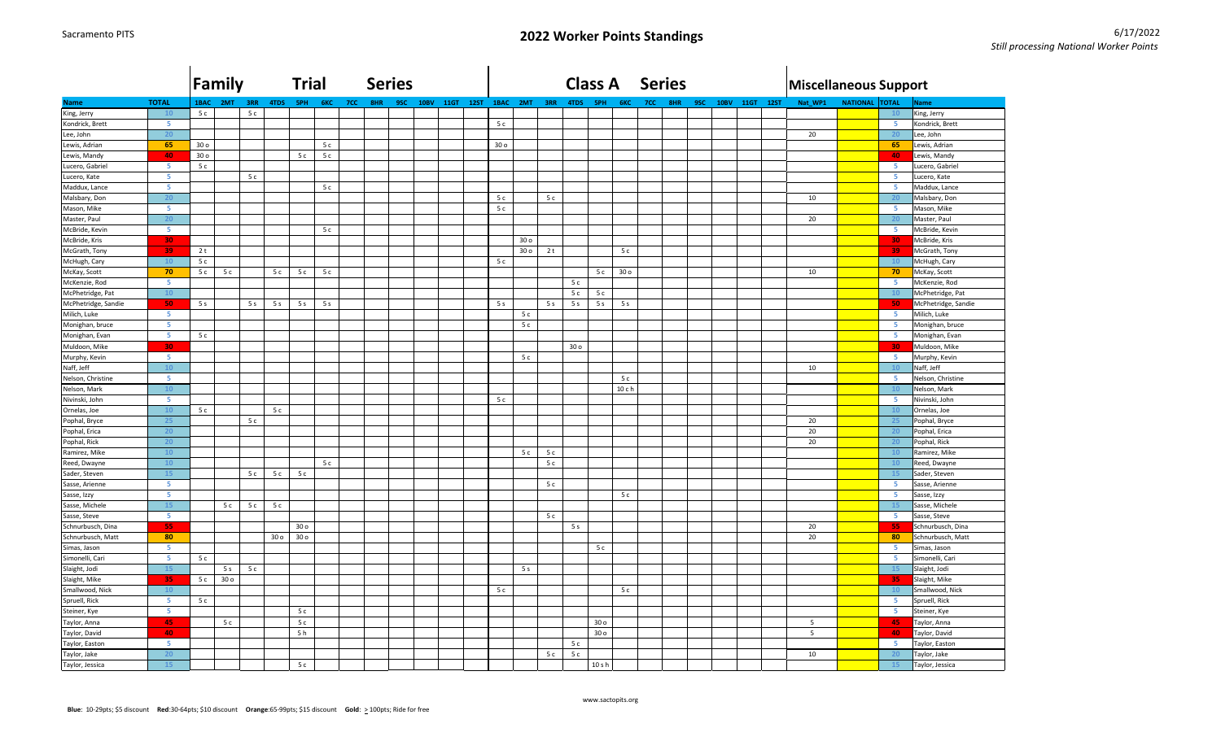# 2022 Worker Points Standings

| | | Family Trial Series | | | | | | | | | | | | Class A Series | | | | | | | | | | | | Miscellaneous Support | | | |
|---|---|---|---|---|---|---|---|---|---|---|---|---|---|---|---|---|---|---|---|---|---|---|---|---|---|---|---|---|---|
| Name | TOTAL | 1BAC | 2MT | 3RR | 4TDS | 5PH | 6KC | 7CC | 8HR | 9SC | 10BV | 11GT | 12ST | 1BAC | 2MT | 3RR | 4TDS | 5PH | 6KC | 7CC | 8HR | 9SC | 10BV | 11GT | 12ST | Nat_WP1 | NATIONAL | TOTAL | Name |
| King, Jerry | 10 | 5 c | | 5 c | | | | | | | | | | | | | | | | | | | | | | | | 10 | King, Jerry |
| Kondrick, Brett | 5 | | | | | | | | | | | | | 5 c | | | | | | | | | | | | | | 5 | Kondrick, Brett |
| Lee, John | 20 | | | | | | | | | | | | | | | | | | | | | | | | | 20 | | 20 | Lee, John |
| Lewis, Adrian | 65 | 30 o | | | | | 5 c | | | | | | | 30 o | | | | | | | | | | | | | | 65 | Lewis, Adrian |
| Lewis, Mandy | 40 | 30 o | | | | 5 c | 5 c | | | | | | | | | | | | | | | | | | | | | 40 | Lewis, Mandy |
| Lucero, Gabriel | 5 | 5 c | | | | | | | | | | | | | | | | | | | | | | | | | | 5 | Lucero, Gabriel |
| Lucero, Kate | 5 | | | 5 c | | | | | | | | | | | | | | | | | | | | | | | | 5 | Lucero, Kate |
| Maddux, Lance | 5 | | | | | | 5 c | | | | | | | | | | | | | | | | | | | | | 5 | Maddux, Lance |
| Malsbary, Don | 20 | | | | | | | | | | | | | 5 c | | 5 c | | | | | | | | | | 10 | | 20 | Malsbary, Don |
| Mason, Mike | 5 | | | | | | | | | | | | | 5 c | | | | | | | | | | | | | | 5 | Mason, Mike |
| Master, Paul | 20 | | | | | | | | | | | | | | | | | | | | | | | | | 20 | | 20 | Master, Paul |
| McBride, Kevin | 5 | | | | | | 5 c | | | | | | | | | | | | | | | | | | | | | 5 | McBride, Kevin |
| McBride, Kris | 30 | | | | | | | | | | | | | | 30 o | | | | | | | | | | | | | 30 | McBride, Kris |
| McGrath, Tony | 39 | 2 t | | | | | | | | | | | | | 30 o | 2 t | | | 5 c | | | | | | | | | 39 | McGrath, Tony |
| McHugh, Cary | 10 | 5 c | | | | | | | | | | | | 5 c | | | | | | | | | | | | | | 10 | McHugh, Cary |
| McKay, Scott | 70 | 5 c | 5 c | | 5 c | 5 c | 5 c | | | | | | | | | | | 5 c | 30 o | | | | | | | 10 | | 70 | McKay, Scott |
| McKenzie, Rod | 5 | | | | | | | | | | | | | | | | 5 c | | | | | | | | | | | 5 | McKenzie, Rod |
| McPhetridge, Pat | 10 | | | | | | | | | | | | | | | | 5 c | 5 c | | | | | | | | | | 10 | McPhetridge, Pat |
| McPhetridge, Sandie | 50 | 5 s | | 5 s | 5 s | 5 s | 5 s | | | | | | | 5 s | | 5 s | 5 s | 5 s | 5 s | | | | | | | | | 50 | McPhetridge, Sandie |
| Milich, Luke | 5 | | | | | | | | | | | | | | 5 c | | | | | | | | | | | | | 5 | Milich, Luke |
| Monighan, bruce | 5 | | | | | | | | | | | | | | 5 c | | | | | | | | | | | | | 5 | Monighan, bruce |
| Monighan, Evan | 5 | 5 c | | | | | | | | | | | | | | | | | | | | | | | | | | 5 | Monighan, Evan |
| Muldoon, Mike | 30 | | | | | | | | | | | | | | | | 30 o | | | | | | | | | | | 30 | Muldoon, Mike |
| Murphy, Kevin | 5 | | | | | | | | | | | | | | 5 c | | | | | | | | | | | | | 5 | Murphy, Kevin |
| Naff, Jeff | 10 | | | | | | | | | | | | | | | | | | | | | | | | | 10 | | 10 | Naff, Jeff |
| Nelson, Christine | 5 | | | | | | | | | | | | | | | | | | 5 c | | | | | | | | | 5 | Nelson, Christine |
| Nelson, Mark | 10 | | | | | | | | | | | | | | | | | | 10 c h | | | | | | | | | 10 | Nelson, Mark |
| Nivinski, John | 5 | | | | | | | | | | | | | 5 c | | | | | | | | | | | | | | 5 | Nivinski, John |
| Ornelas, Joe | 10 | 5 c | | | 5 c | | | | | | | | | | | | | | | | | | | | | | | 10 | Ornelas, Joe |
| Pophal, Bryce | 25 | | | 5 c | | | | | | | | | | | | | | | | | | | | | | 20 | | 25 | Pophal, Bryce |
| Pophal, Erica | 20 | | | | | | | | | | | | | | | | | | | | | | | | | 20 | | 20 | Pophal, Erica |
| Pophal, Rick | 20 | | | | | | | | | | | | | | | | | | | | | | | | | 20 | | 20 | Pophal, Rick |
| Ramirez, Mike | 10 | | | | | | | | | | | | | | 5 c | 5 c | | | | | | | | | | | | 10 | Ramirez, Mike |
| Reed, Dwayne | 10 | | | | | | 5 c | | | | | | | | | 5 c | | | | | | | | | | | | 10 | Reed, Dwayne |
| Sader, Steven | 15 | | | 5 c | 5 c | 5 c | | | | | | | | | | | | | | | | | | | | | | 15 | Sader, Steven |
| Sasse, Arienne | 5 | | | | | | | | | | | | | | | 5 c | | | | | | | | | | | | 5 | Sasse, Arienne |
| Sasse, Izzy | 5 | | | | | | | | | | | | | | | | | | 5 c | | | | | | | | | 5 | Sasse, Izzy |
| Sasse, Michele | 15 | | 5 c | 5 c | 5 c | | | | | | | | | | | | | | | | | | | | | | | 15 | Sasse, Michele |
| Sasse, Steve | 5 | | | | | | | | | | | | | | | 5 c | | | | | | | | | | | | 5 | Sasse, Steve |
| Schnurbusch, Dina | 55 | | | | | 30 o | | | | | | | | | | | 5 s | | | | | | | | | 20 | | 55 | Schnurbusch, Dina |
| Schnurbusch, Matt | 80 | | | | 30 o | 30 o | | | | | | | | | | | | | | | | | | | | 20 | | 80 | Schnurbusch, Matt |
| Simas, Jason | 5 | | | | | | | | | | | | | | | | | 5 c | | | | | | | | | | 5 | Simas, Jason |
| Simonelli, Cari | 5 | 5 c | | | | | | | | | | | | | | | | | | | | | | | | | | 5 | Simonelli, Cari |
| Slaight, Jodi | 15 | | 5 s | 5 c | | | | | | | | | | | 5 s | | | | | | | | | | | | | 15 | Slaight, Jodi |
| Slaight, Mike | 35 | 5 c | 30 o | | | | | | | | | | | | | | | | | | | | | | | | | 35 | Slaight, Mike |
| Smallwood, Nick | 10 | | | | | | | | | | | | | 5 c | | | | | 5 c | | | | | | | | | 10 | Smallwood, Nick |
| Spruell, Rick | 5 | 5 c | | | | | | | | | | | | | | | | | | | | | | | | | | 5 | Spruell, Rick |
| Steiner, Kye | 5 | | | | | 5 c | | | | | | | | | | | | | | | | | | | | | | 5 | Steiner, Kye |
| Taylor, Anna | 45 | | 5 c | | | 5 c | | | | | | | | | | | | 30 o | | | | | | | | 5 | | 45 | Taylor, Anna |
| Taylor, David | 40 | | | | | 5 h | | | | | | | | | | | | 30 o | | | | | | | | 5 | | 40 | Taylor, David |
| Taylor, Easton | 5 | | | | | | | | | | | | | | | | 5 c | | | | | | | | | | | 5 | Taylor, Easton |
| Taylor, Jake | 20 | | | | | | | | | | | | | | | 5 c | 5 c | | | | | | | | | 10 | | 20 | Taylor, Jake |
| Taylor, Jessica | 15 | | | | | 5 c | | | | | | | | | | | | 10 s h | | | | | | | | | | 15 | Taylor, Jessica |

**Blue**: 10-29pts; $5 discount **Red**:30-64pts; $10 discount **Orange**:65-99pts; $15 discount **Gold**: ≥ 100pts; Ride for free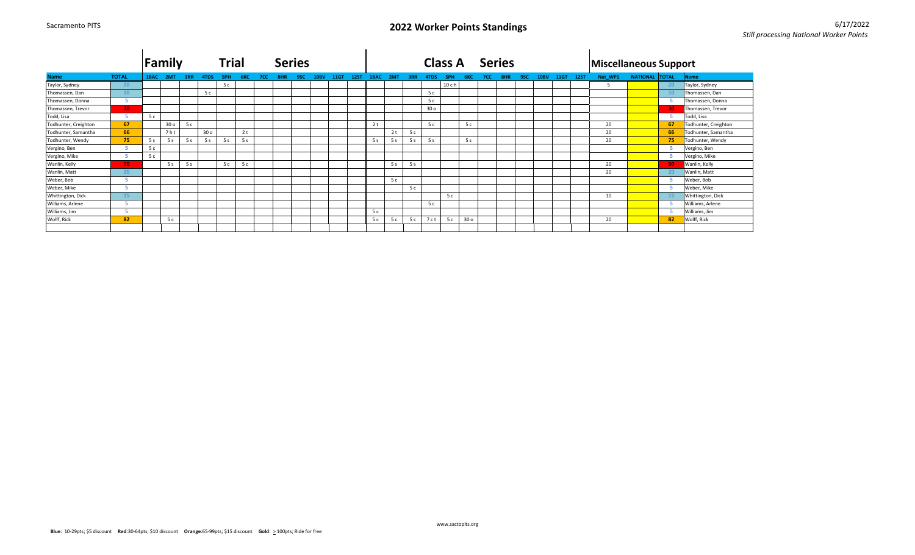Sacramento PITS

# 2022 Worker Points Standings

6/17/2022

*Still processing National Worker Points*

| | | Family Trial Series | | | | | | | | | | | | Class A Series | | | | | | | | | | | | Miscellaneous Support | | | |
|---|---|---|---|---|---|---|---|---|---|---|---|---|---|---|---|---|---|---|---|---|---|---|---|---|---|---|---|---|---|
| **Name** | **TOTAL** | **1BAC** | **2MT** | **3RR** | **4TDS** | **5PH** | **6KC** | **7CC** | **8HR** | **9SC** | **10BV** | **11GT** | **12ST** | **1BAC** | **2MT** | **3RR** | **4TDS** | **5PH** | **6KC** | **7CC** | **8HR** | **9SC** | **10BV** | **11GT** | **12ST** | **Nat_WP1** | **NATIONAL** | **TOTAL** | **Name** |
| Taylor, Sydney | 20 | | | | | 5 c | | | | | | | | | | | | 10 c h | | | | | | | | 5 | | 20 | Taylor, Sydney |
| Thomassen, Dan | 10 | | | | 5 c | | | | | | | | | | | | | | | | | | | | | | | 10 | Thomassen, Dan |
| Thomassen, Donna | 5 | | | | | | | | | | | | | | | | 5 c | | | | | | | | | | | 5 | Thomassen, Donna |
| Thomassen, Trevor | 30 | | | | | | | | | | | | | | | | 30 o | | | | | | | | | | | 30 | Thomassen, Trevor |
| Todd, Lisa | 5 | 5 c | | | | | | | | | | | | | | | | | | | | | | | | | | 5 | Todd, Lisa |
| Todhunter, Creighton | 67 | | 30 o | 5 c | | | | | | | | | | 2 t | | | 5 c | | 5 c | | | | | | | 20 | | 67 | Todhunter, Creighton |
| Todhunter, Samantha | 66 | | 7 h t | | 30 o | | 2 t | | | | | | | | 2 t | 5 c | | | | | | | | | | 20 | | 66 | Todhunter, Samantha |
| Todhunter, Wendy | 75 | 5 s | 5 s | 5 s | 5 s | 5 s | 5 s | | | | | | | 5 s | 5 s | 5 s | 5 s | | 5 s | | | | | | | 20 | | 75 | Todhunter, Wendy |
| Vergino, Ben | 5 | 5 c | | | | | | | | | | | | | | | | | | | | | | | | | | 5 | Vergino, Ben |
| Vergino, Mike | 5 | 5 c | | | | | | | | | | | | | | | | | | | | | | | | | | 5 | Vergino, Mike |
| Wanlin, Kelly | 50 | | 5 s | 5 s | | 5 c | 5 c | | | | | | | | 5 s | 5 s | | | | | | | | | | 20 | | 50 | Wanlin, Kelly |
| Wanlin, Matt | 20 | | | | | | | | | | | | | | | | | | | | | | | | | 20 | | 20 | Wanlin, Matt |
| Weber, Bob | 5 | | | | | | | | | | | | | | 5 c | | | | | | | | | | | | | 5 | Weber, Bob |
| Weber, Mike | 5 | | | | | | | | | | | | | | | 5 c | | | | | | | | | | | | 5 | Weber, Mike |
| Whittington, Dick | 15 | | | | | | | | | | | | | | | | | 5 c | | | | | | | | 10 | | 15 | Whittington, Dick |
| Williams, Arlene | 5 | | | | | | | | | | | | | | | | 5 c | | | | | | | | | | | 5 | Williams, Arlene |
| Williams, Jim | 5 | | | | | | | | | | | | | 5 c | | | | | | | | | | | | | | 5 | Williams, Jim |
| Wolff, Rick | 82 | | 5 c | | | | | | | | | | | 5 c | 5 c | 5 c | 7 c t | 5 c | 30 o | | | | | | | 20 | | 82 | Wolff, Rick |

www.sactopits.org

**Blue**: 10-29pts; $5 discount **Red**:30-64pts; $10 discount **Orange**:65-99pts; $15 discount **Gold**: ≥ 100pts; Ride for free